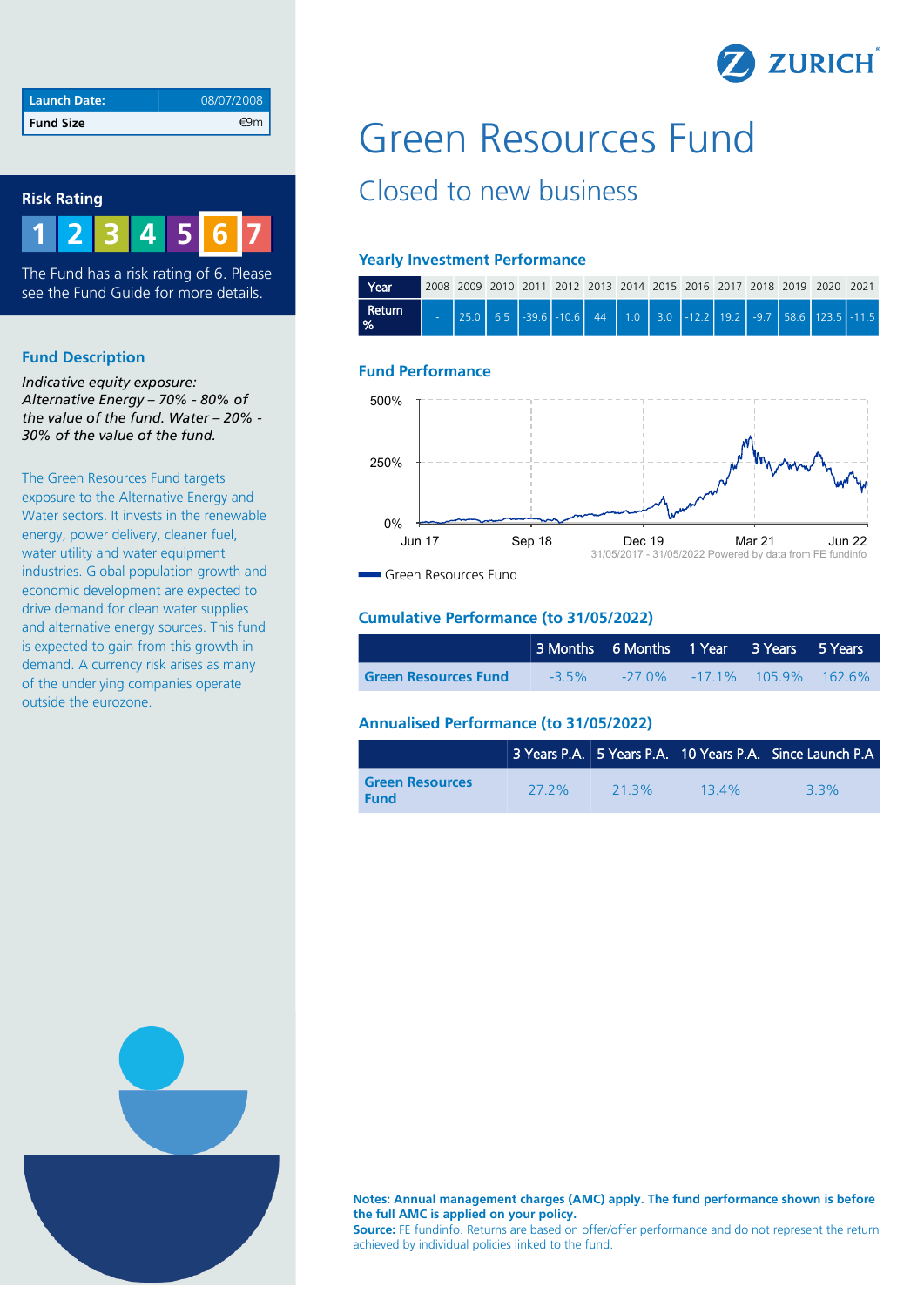| Launch Date: | 08/07/2008 |
| --- | --- |
| Fund Size | €9m |

## Risk Rating

1 2 3 4 5 **6** 7

The Fund has a risk rating of 6. Please see the Fund Guide for more details.

## Fund Description

*Indicative equity exposure: Alternative Energy – 70% - 80% of the value of the fund. Water – 20% - 30% of the value of the fund.*

The Green Resources Fund targets exposure to the Alternative Energy and Water sectors. It invests in the renewable energy, power delivery, cleaner fuel, water utility and water equipment industries. Global population growth and economic development are expected to drive demand for clean water supplies and alternative energy sources. This fund is expected to gain from this growth in demand. A currency risk arises as many of the underlying companies operate outside the eurozone.

# Green Resources Fund

## Closed to new business

### Yearly Investment Performance

| Year | 2008 | 2009 | 2010 | 2011 | 2012 | 2013 | 2014 | 2015 | 2016 | 2017 | 2018 | 2019 | 2020 | 2021 |
| --- | --- | --- | --- | --- | --- | --- | --- | --- | --- | --- | --- | --- | --- | --- |
| Return % | - | 25.0 | 6.5 | -39.6 | -10.6 | 44 | 1.0 | 3.0 | -12.2 | 19.2 | -9.7 | 58.6 | 123.5 | -11.5 |

### Fund Performance

31/05/2017 - 31/05/2022 Powered by data from FE fundinfo

Green Resources Fund

### Cumulative Performance (to 31/05/2022)

| | 3 Months | 6 Months | 1 Year | 3 Years | 5 Years |
| --- | --- | --- | --- | --- | --- |
| Green Resources Fund | -3.5% | -27.0% | -17.1% | 105.9% | 162.6% |

### Annualised Performance (to 31/05/2022)

| | 3 Years P.A. | 5 Years P.A. | 10 Years P.A. | Since Launch P.A |
| --- | --- | --- | --- | --- |
| Green Resources Fund | 27.2% | 21.3% | 13.4% | 3.3% |

**Notes: Annual management charges (AMC) apply. The fund performance shown is before the full AMC is applied on your policy.**
**Source:** FE fundinfo. Returns are based on offer/offer performance and do not represent the return achieved by individual policies linked to the fund.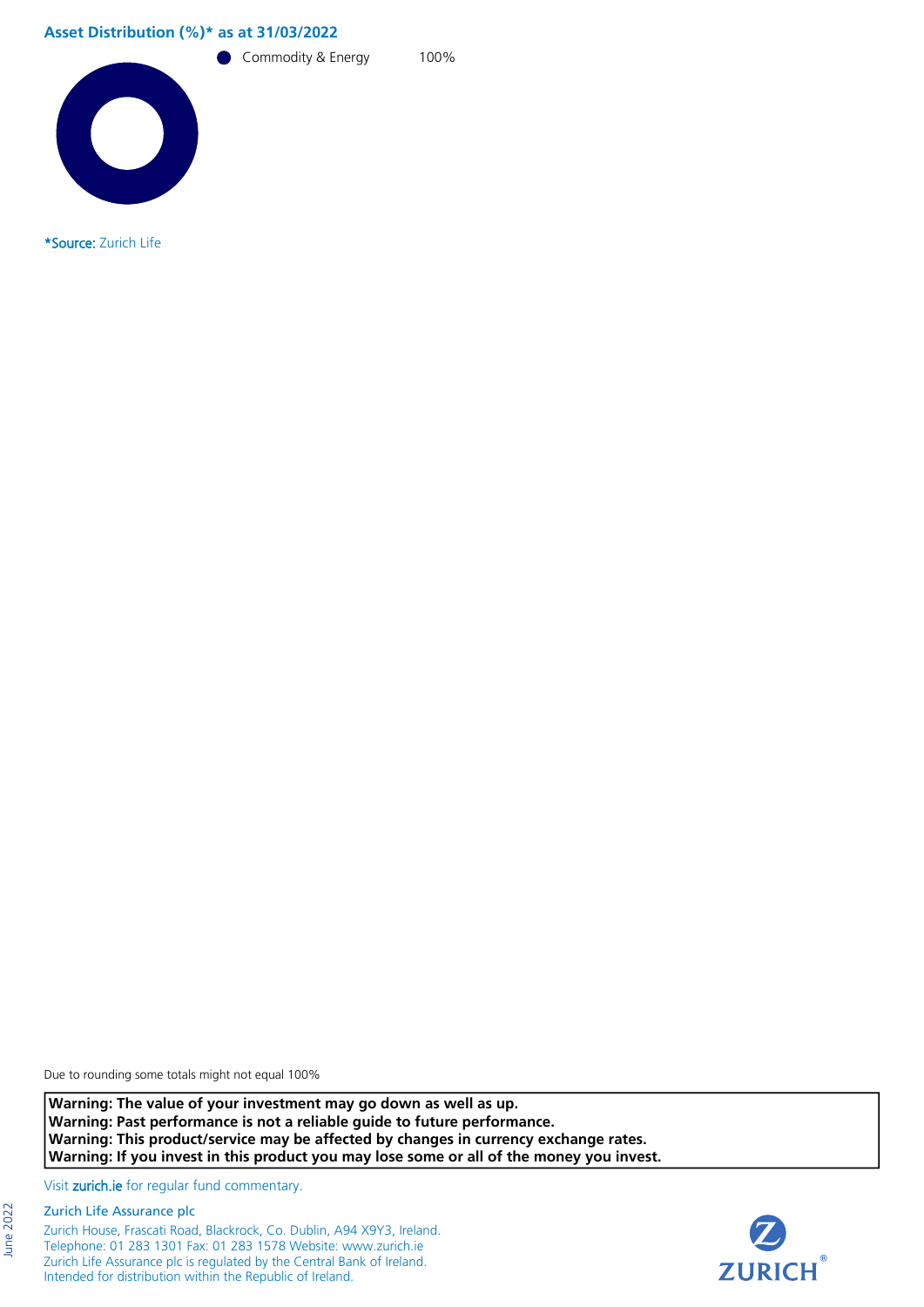## Asset Distribution (%)* as at 31/03/2022

Commodity & Energy 100%

*Source: Zurich Life

Due to rounding some totals might not equal 100%

**Warning: The value of your investment may go down as well as up.**
**Warning: Past performance is not a reliable guide to future performance.**
**Warning: This product/service may be affected by changes in currency exchange rates.**
**Warning: If you invest in this product you may lose some or all of the money you invest.**

Visit zurich.ie for regular fund commentary.

Zurich Life Assurance plc

Zurich House, Frascati Road, Blackrock, Co. Dublin, A94 X9Y3, Ireland.
Telephone: 01 283 1301 Fax: 01 283 1578 Website: www.zurich.ie
Zurich Life Assurance plc is regulated by the Central Bank of Ireland.
Intended for distribution within the Republic of Ireland.

June 2022